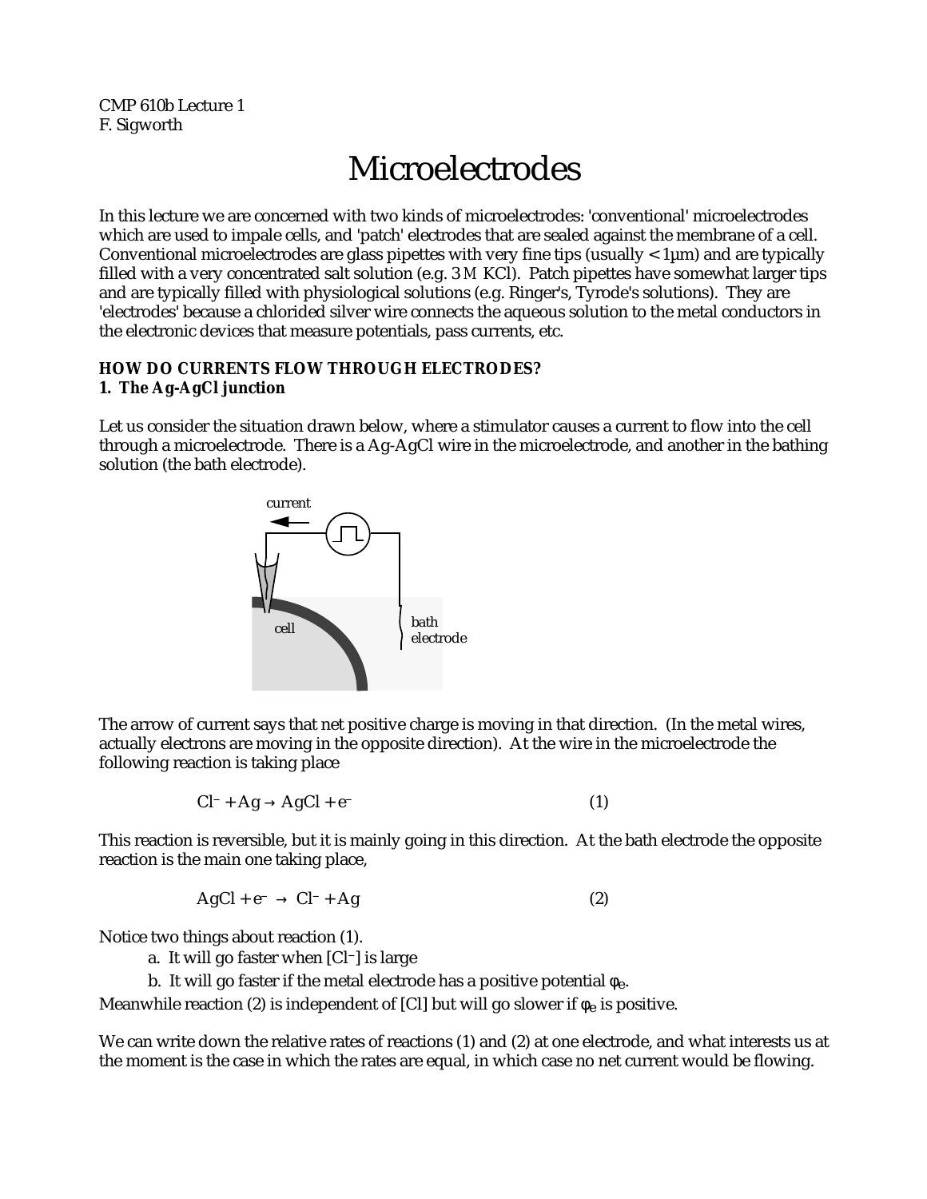CMP 610b Lecture 1
F. Sigworth

# Microelectrodes

In this lecture we are concerned with two kinds of microelectrodes: 'conventional' microelectrodes which are used to impale cells, and 'patch' electrodes that are sealed against the membrane of a cell. Conventional microelectrodes are glass pipettes with very fine tips (usually < 1µm) and are typically filled with a very concentrated salt solution (e.g. 3 *M* KCl). Patch pipettes have somewhat larger tips and are typically filled with physiological solutions (e.g. Ringer's, Tyrode's solutions). They are 'electrodes' because a chlorided silver wire connects the aqueous solution to the metal conductors in the electronic devices that measure potentials, pass currents, etc.

**HOW DO CURRENTS FLOW THROUGH ELECTRODES?**
**1. The Ag-AgCl junction**

Let us consider the situation drawn below, where a stimulator causes a current to flow into the cell through a microelectrode. There is a Ag-AgCl wire in the microelectrode, and another in the bathing solution (the bath electrode).

The arrow of current says that net positive charge is moving in that direction. (In the metal wires, actually electrons are moving in the opposite direction). At the wire in the microelectrode the following reaction is taking place

$$Cl^- + Ag \rightarrow AgCl + e^- \qquad (1)$$

This reaction is reversible, but it is mainly going in this direction. At the bath electrode the opposite reaction is the main one taking place,

$$AgCl + e^- \rightarrow Cl^- + Ag \qquad (2)$$

Notice two things about reaction (1).

a. It will go faster when $[Cl^-]$ is large
b. It will go faster if the metal electrode has a positive potential $\phi_e$.

Meanwhile reaction (2) is independent of [Cl] but will go slower if $\phi_e$ is positive.

We can write down the relative rates of reactions (1) and (2) at one electrode, and what interests us at the moment is the case in which the rates are equal, in which case no net current would be flowing.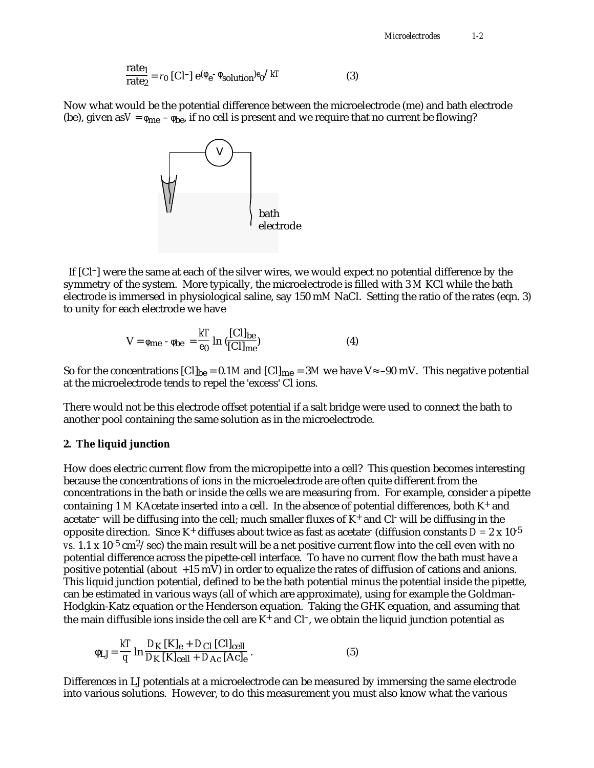$$\frac{\text{rate}_1}{\text{rate}_2} = r_0\,[\text{Cl}^-]\,e^{(\varphi_e - \varphi_{\text{solution}})e_0/kT} \qquad (3)$$

Now what would be the potential difference between the microelectrode (me) and bath electrode (be), given as $V = \varphi_{me} - \varphi_{be}$, if no cell is present and we require that no current be flowing?

If [Cl$^-$] were the same at each of the silver wires, we would expect no potential difference by the symmetry of the system. More typically, the microelectrode is filled with 3 *M* KCl while the bath electrode is immersed in physiological saline, say 150 m*M* NaCl. Setting the ratio of the rates (eqn. 3) to unity for each electrode we have

$$V = \varphi_{me} - \varphi_{be} = \frac{kT}{e_0} \ln\left(\frac{[\text{Cl}]_{be}}{[\text{Cl}]_{me}}\right) \qquad (4)$$

So for the concentrations $[\text{Cl}]_{be} = 0.1M$ and $[\text{Cl}]_{me} = 3M$ we have $V \approx -90$ mV. This negative potential at the microelectrode tends to repel the 'excess' Cl ions.

There would not be this electrode offset potential if a salt bridge were used to connect the bath to another pool containing the same solution as in the microelectrode.

### 2. The liquid junction

How does electric current flow from the micropipette into a cell? This question becomes interesting because the concentrations of ions in the microelectrode are often quite different from the concentrations in the bath or inside the cells we are measuring from. For example, consider a pipette containing 1 *M* KAcetate inserted into a cell. In the absence of potential differences, both $K^+$ and acetate$^-$ will be diffusing into the cell; much smaller fluxes of $K^+$ and $Cl^-$ will be diffusing in the opposite direction. Since $K^+$ diffuses about twice as fast as acetate$^-$ (diffusion constants $D = 2 \times 10^{-5}$ *vs.* $1.1 \times 10^{-5}$ cm$^2$/sec) the main result will be a net positive current flow into the cell even with no potential difference across the pipette-cell interface. To have no current flow the bath must have a positive potential (about +15 mV) in order to equalize the rates of diffusion of cations and anions. This liquid junction potential, defined to be the bath potential minus the potential inside the pipette, can be estimated in various ways (all of which are approximate), using for example the Goldman-Hodgkin-Katz equation or the Henderson equation. Taking the GHK equation, and assuming that the main diffusible ions inside the cell are $K^+$ and $Cl^-$, we obtain the liquid junction potential as

$$\varphi_{LJ} = \frac{kT}{q} \ln \frac{D_K\,[\text{K}]_e + D_{Cl}\,[\text{Cl}]_{cell}}{D_K\,[\text{K}]_{cell} + D_{Ac}\,[\text{Ac}]_e}\,. \qquad (5)$$

Differences in LJ potentials at a microelectrode can be measured by immersing the same electrode into various solutions. However, to do this measurement you must also know what the various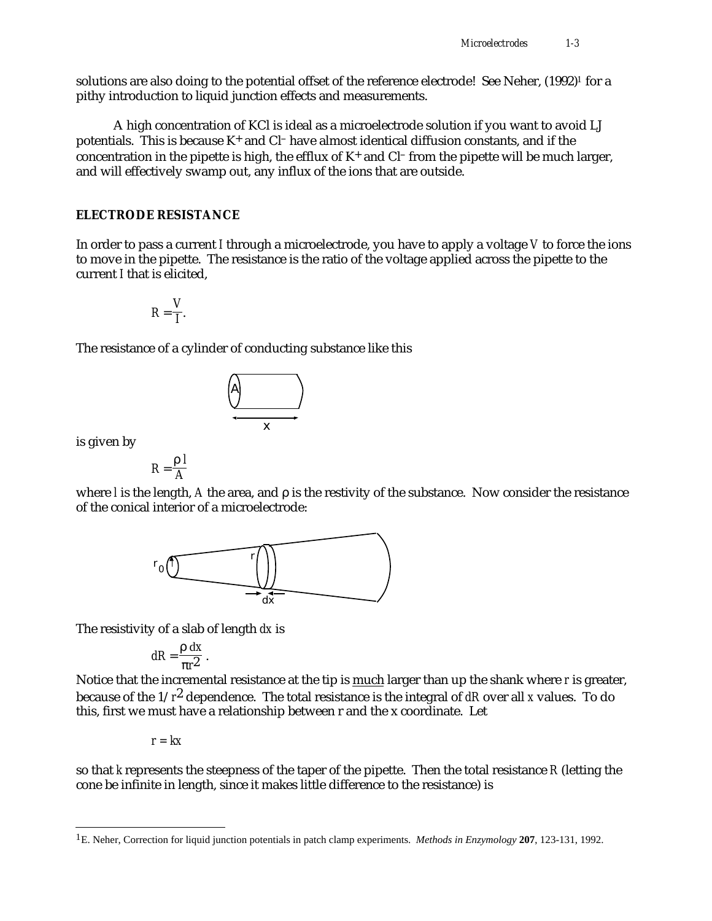solutions are also doing to the potential offset of the reference electrode! See Neher, (1992)[1] for a pithy introduction to liquid junction effects and measurements.

A high concentration of KCl is ideal as a microelectrode solution if you want to avoid LJ potentials. This is because $K^+$ and $Cl^-$ have almost identical diffusion constants, and if the concentration in the pipette is high, the efflux of $K^+$ and $Cl^-$ from the pipette will be much larger, and will effectively swamp out, any influx of the ions that are outside.

## ELECTRODE RESISTANCE

In order to pass a current $I$ through a microelectrode, you have to apply a voltage $V$ to force the ions to move in the pipette. The resistance is the ratio of the voltage applied across the pipette to the current $I$ that is elicited,

$$R = \frac{V}{I}.$$

The resistance of a cylinder of conducting substance like this

is given by

$$R = \frac{\rho l}{A}$$

where $l$ is the length, $A$ the area, and $\rho$ is the restivity of the substance. Now consider the resistance of the conical interior of a microelectrode:

The resistivity of a slab of length $dx$ is

$$dR = \frac{\rho\, dx}{\pi r^2}.$$

Notice that the incremental resistance at the tip is <u>much</u> larger than up the shank where $r$ is greater, because of the $1/r^2$ dependence. The total resistance is the integral of $dR$ over all $x$ values. To do this, first we must have a relationship between r and the x coordinate. Let

$$r = kx$$

so that $k$ represents the steepness of the taper of the pipette. Then the total resistance $R$ (letting the cone be infinite in length, since it makes little difference to the resistance) is

---

[1] E. Neher, Correction for liquid junction potentials in patch clamp experiments. *Methods in Enzymology* **207**, 123-131, 1992.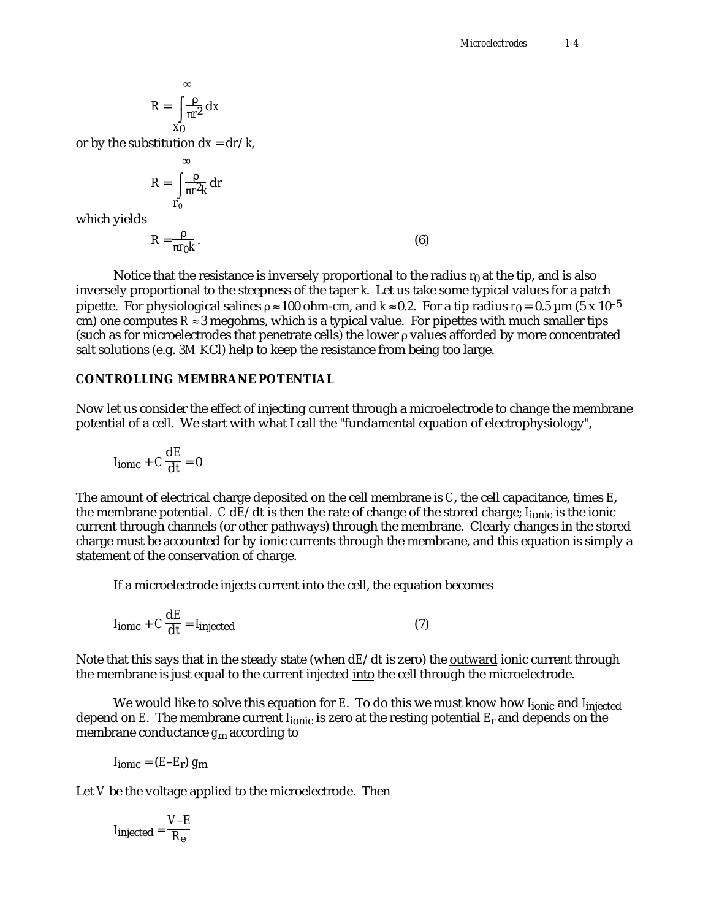$$R = \int_{x_0}^{\infty} \frac{\rho}{\pi r^2} dx$$

or by the substitution $dx = dr/k$,

$$R = \int_{r_0}^{\infty} \frac{\rho}{\pi r^2 k} dr$$

which yields

$$R = \frac{\rho}{\pi r_0 k}. \tag{6}$$

Notice that the resistance is inversely proportional to the radius $r_0$ at the tip, and is also inversely proportional to the steepness of the taper $k$. Let us take some typical values for a patch pipette. For physiological salines $\rho \approx 100$ ohm-cm, and $k \approx 0.2$. For a tip radius $r_0 = 0.5$ µm ($5 \times 10^{-5}$ cm) one computes $R \approx 3$ megohms, which is a typical value. For pipettes with much smaller tips (such as for microelectrodes that penetrate cells) the lower $\rho$ values afforded by more concentrated salt solutions (e.g. 3*M* KCl) help to keep the resistance from being too large.

## CONTROLLING MEMBRANE POTENTIAL

Now let us consider the effect of injecting current through a microelectrode to change the membrane potential of a cell. We start with what I call the "fundamental equation of electrophysiology",

$$I_{ionic} + C\frac{dE}{dt} = 0$$

The amount of electrical charge deposited on the cell membrane is $C$, the cell capacitance, times $E$, the membrane potential. $C\, dE/dt$ is then the rate of change of the stored charge; $I_{ionic}$ is the ionic current through channels (or other pathways) through the membrane. Clearly changes in the stored charge must be accounted for by ionic currents through the membrane, and this equation is simply a statement of the conservation of charge.

If a microelectrode injects current into the cell, the equation becomes

$$I_{ionic} + C\frac{dE}{dt} = I_{injected} \tag{7}$$

Note that this says that in the steady state (when $dE/dt$ is zero) the <u>outward</u> ionic current through the membrane is just equal to the current injected <u>into</u> the cell through the microelectrode.

We would like to solve this equation for $E$. To do this we must know how $I_{ionic}$ and $I_{injected}$ depend on $E$. The membrane current $I_{ionic}$ is zero at the resting potential $E_r$ and depends on the membrane conductance $g_m$ according to

$$I_{ionic} = (E - E_r)\, g_m$$

Let $V$ be the voltage applied to the microelectrode. Then

$$I_{injected} = \frac{V - E}{R_e}$$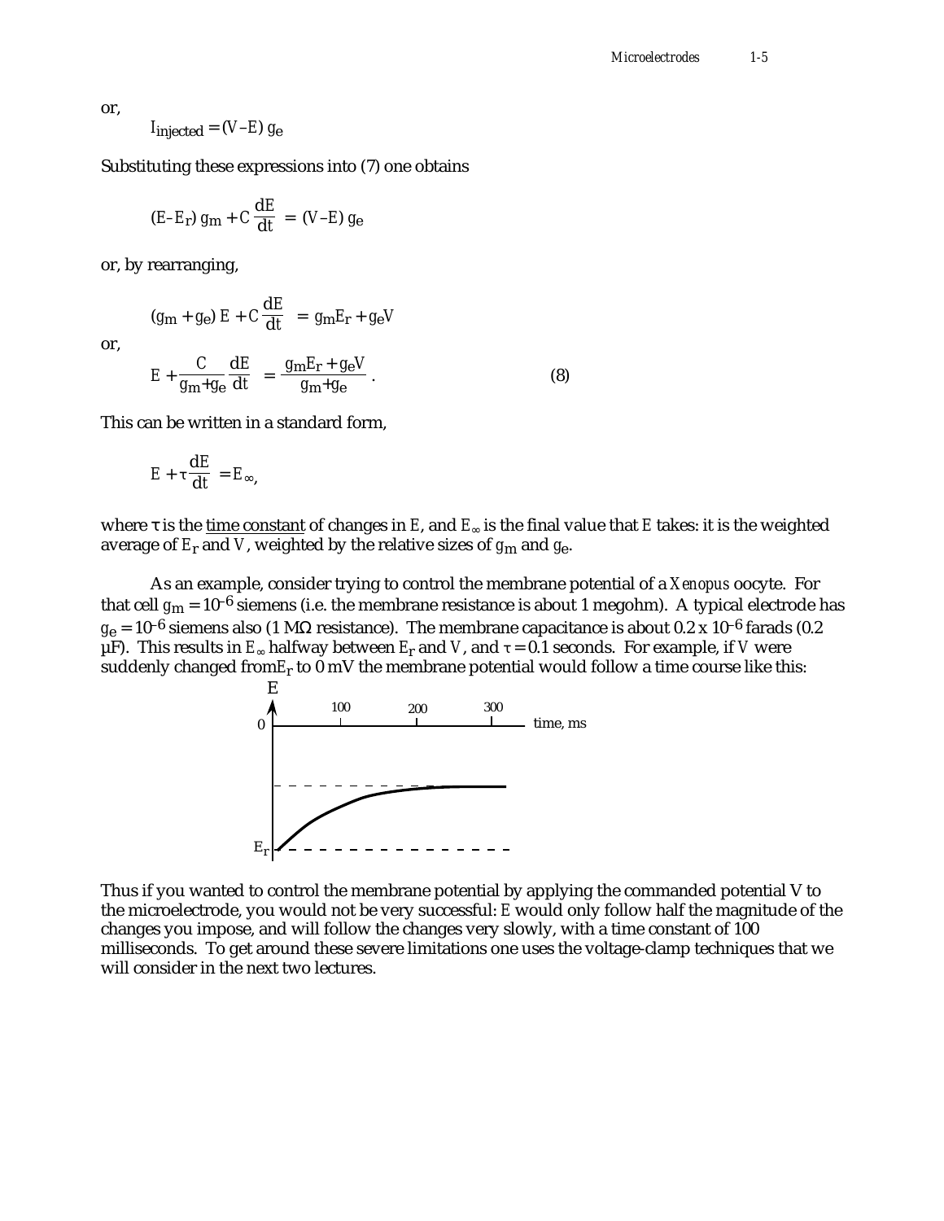or,

$$I_{injected} = (V - E)\, g_e$$

Substituting these expressions into (7) one obtains

$$(E - E_r)\, g_m + C \frac{dE}{dt} = (V - E)\, g_e$$

or, by rearranging,

$$(g_m + g_e)\, E + C \frac{dE}{dt} = g_m E_r + g_e V$$

or,

$$E + \frac{C}{g_m + g_e} \frac{dE}{dt} = \frac{g_m E_r + g_e V}{g_m + g_e}\,. \qquad (8)$$

This can be written in a standard form,

$$E + \tau \frac{dE}{dt} = E_\infty,$$

where $\tau$ is the <u>time constant</u> of changes in $E$, and $E_\infty$ is the final value that $E$ takes: it is the weighted average of $E_r$ and $V$, weighted by the relative sizes of $g_m$ and $g_e$.

As an example, consider trying to control the membrane potential of a *Xenopus* oocyte. For that cell $g_m = 10^{-6}$ siemens (i.e. the membrane resistance is about 1 megohm). A typical electrode has $g_e = 10^{-6}$ siemens also (1 MΩ resistance). The membrane capacitance is about $0.2 \times 10^{-6}$ farads (0.2 µF). This results in $E_\infty$ halfway between $E_r$ and $V$, and $\tau = 0.1$ seconds. For example, if $V$ were suddenly changed from $E_r$ to 0 mV the membrane potential would follow a time course like this:

E
0
100
200
300
time, ms
$E_r$

Thus if you wanted to control the membrane potential by applying the commanded potential V to the microelectrode, you would not be very successful: $E$ would only follow half the magnitude of the changes you impose, and will follow the changes very slowly, with a time constant of 100 milliseconds. To get around these severe limitations one uses the voltage-clamp techniques that we will consider in the next two lectures.